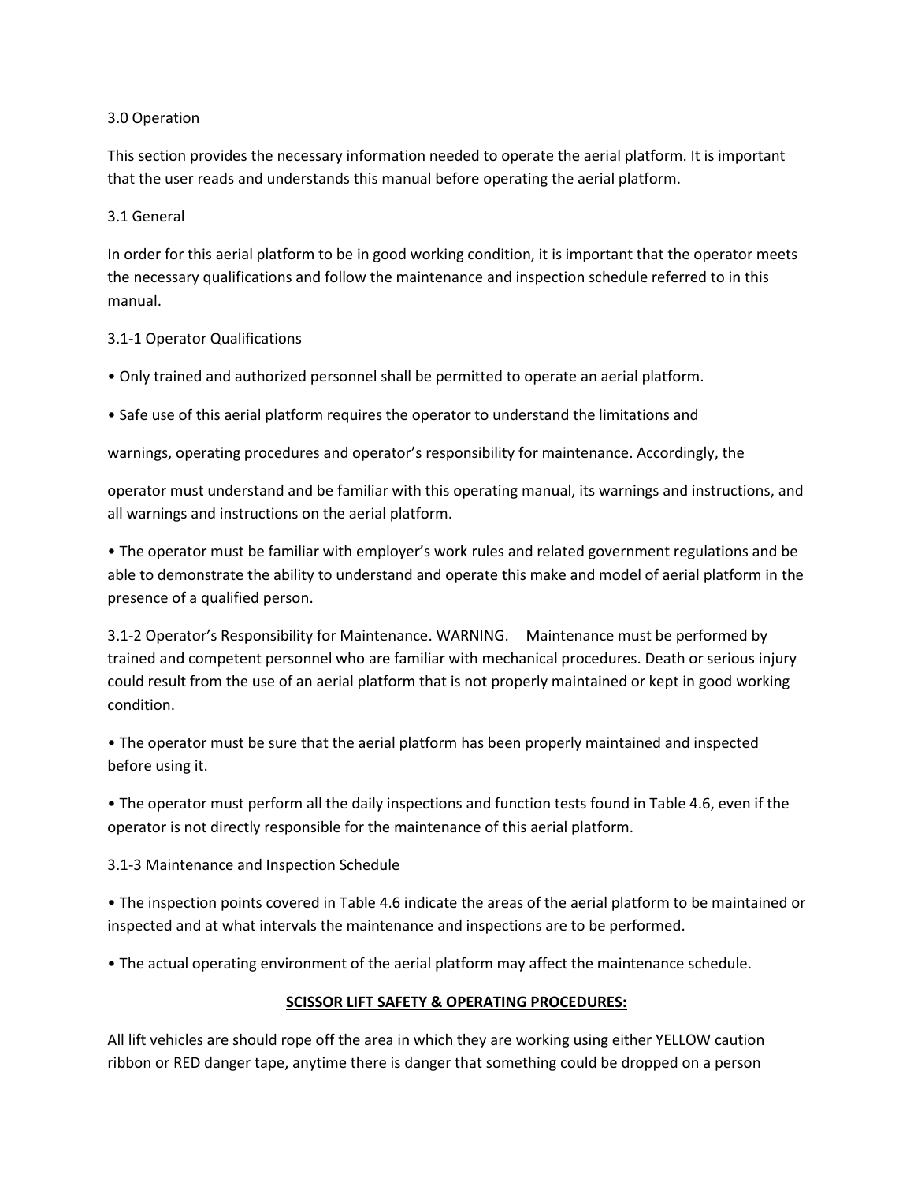## 3.0 Operation

This section provides the necessary information needed to operate the aerial platform. It is important that the user reads and understands this manual before operating the aerial platform.

### 3.1 General

In order for this aerial platform to be in good working condition, it is important that the operator meets the necessary qualifications and follow the maintenance and inspection schedule referred to in this manual.

#### 3.1-1 Operator Qualifications

- Only trained and authorized personnel shall be permitted to operate an aerial platform.
- Safe use of this aerial platform requires the operator to understand the limitations and warnings, operating procedures and operator's responsibility for maintenance. Accordingly, the operator must understand and be familiar with this operating manual, its warnings and instructions, and all warnings and instructions on the aerial platform.
- The operator must be familiar with employer's work rules and related government regulations and be able to demonstrate the ability to understand and operate this make and model of aerial platform in the presence of a qualified person.

#### 3.1-2 Operator's Responsibility for Maintenance. WARNING. Maintenance must be performed by trained and competent personnel who are familiar with mechanical procedures. Death or serious injury could result from the use of an aerial platform that is not properly maintained or kept in good working condition.

- The operator must be sure that the aerial platform has been properly maintained and inspected before using it.
- The operator must perform all the daily inspections and function tests found in Table 4.6, even if the operator is not directly responsible for the maintenance of this aerial platform.

#### 3.1-3 Maintenance and Inspection Schedule

- The inspection points covered in Table 4.6 indicate the areas of the aerial platform to be maintained or inspected and at what intervals the maintenance and inspections are to be performed.
- The actual operating environment of the aerial platform may affect the maintenance schedule.

**SCISSOR LIFT SAFETY & OPERATING PROCEDURES:**

All lift vehicles are should rope off the area in which they are working using either YELLOW caution ribbon or RED danger tape, anytime there is danger that something could be dropped on a person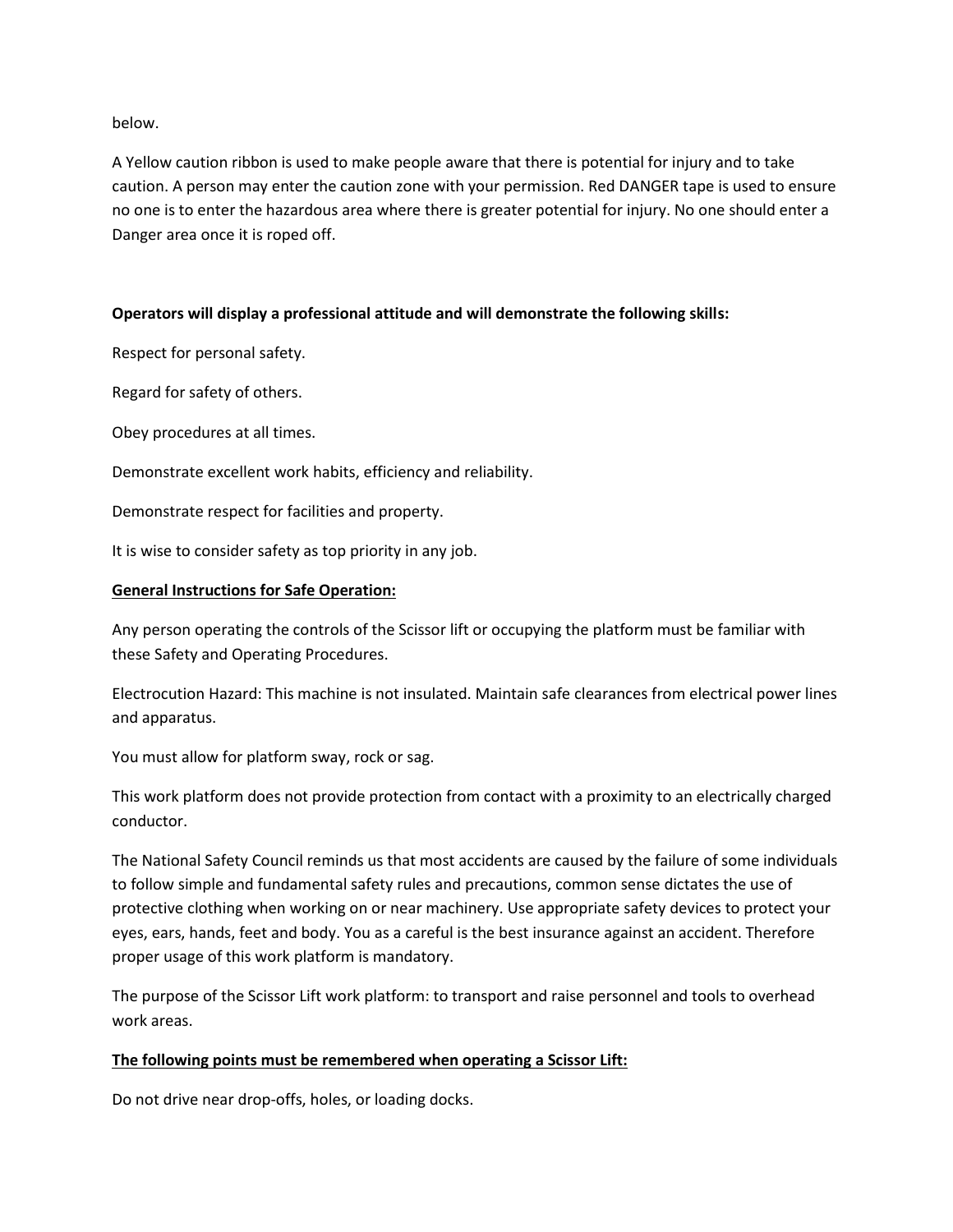below.

A Yellow caution ribbon is used to make people aware that there is potential for injury and to take caution. A person may enter the caution zone with your permission. Red DANGER tape is used to ensure no one is to enter the hazardous area where there is greater potential for injury. No one should enter a Danger area once it is roped off.

**Operators will display a professional attitude and will demonstrate the following skills:**

Respect for personal safety.

Regard for safety of others.

Obey procedures at all times.

Demonstrate excellent work habits, efficiency and reliability.

Demonstrate respect for facilities and property.

It is wise to consider safety as top priority in any job.

**General Instructions for Safe Operation:**

Any person operating the controls of the Scissor lift or occupying the platform must be familiar with these Safety and Operating Procedures.

Electrocution Hazard: This machine is not insulated. Maintain safe clearances from electrical power lines and apparatus.

You must allow for platform sway, rock or sag.

This work platform does not provide protection from contact with a proximity to an electrically charged conductor.

The National Safety Council reminds us that most accidents are caused by the failure of some individuals to follow simple and fundamental safety rules and precautions, common sense dictates the use of protective clothing when working on or near machinery. Use appropriate safety devices to protect your eyes, ears, hands, feet and body. You as a careful is the best insurance against an accident. Therefore proper usage of this work platform is mandatory.

The purpose of the Scissor Lift work platform: to transport and raise personnel and tools to overhead work areas.

**The following points must be remembered when operating a Scissor Lift:**

Do not drive near drop-offs, holes, or loading docks.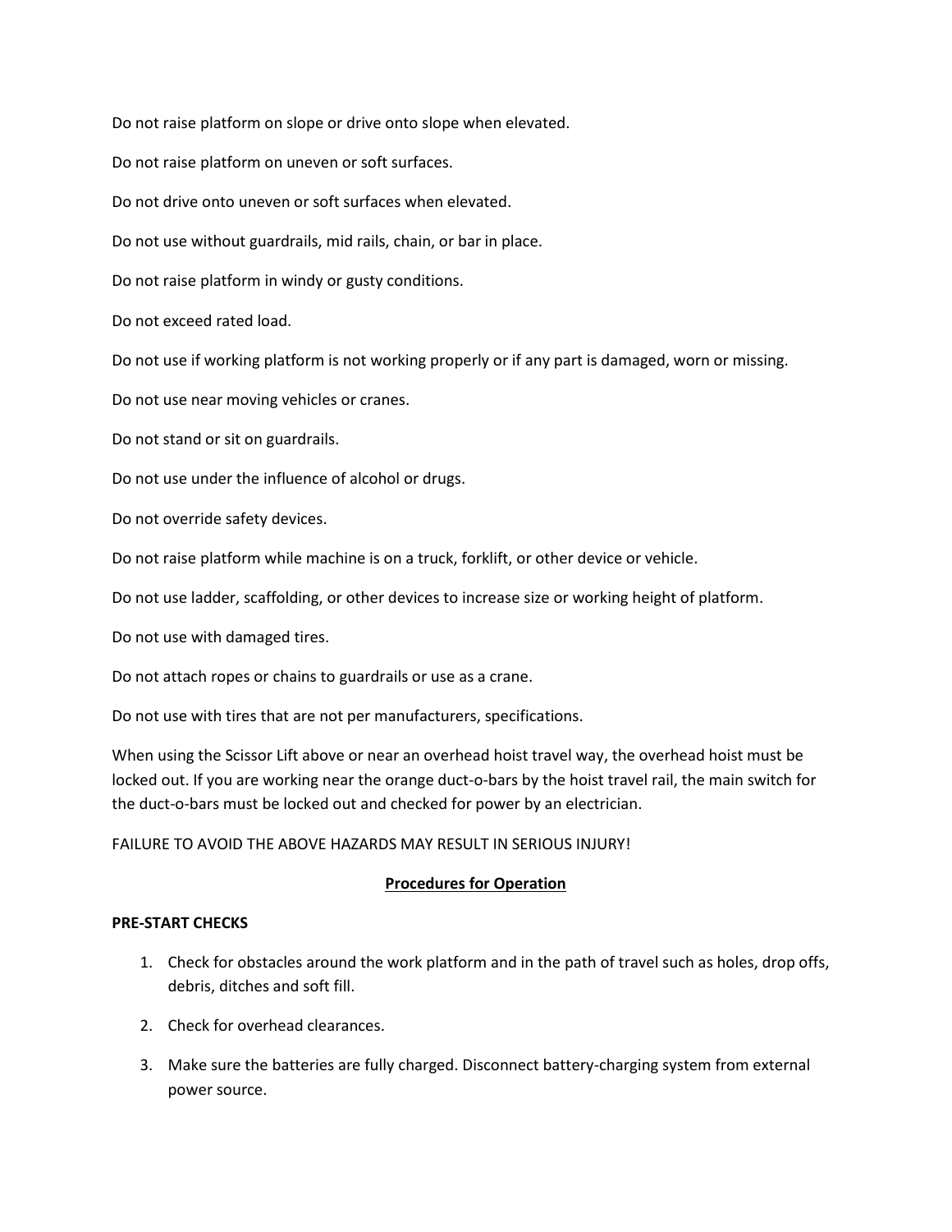Do not raise platform on slope or drive onto slope when elevated.

Do not raise platform on uneven or soft surfaces.

Do not drive onto uneven or soft surfaces when elevated.

Do not use without guardrails, mid rails, chain, or bar in place.

Do not raise platform in windy or gusty conditions.

Do not exceed rated load.

Do not use if working platform is not working properly or if any part is damaged, worn or missing.

Do not use near moving vehicles or cranes.

Do not stand or sit on guardrails.

Do not use under the influence of alcohol or drugs.

Do not override safety devices.

Do not raise platform while machine is on a truck, forklift, or other device or vehicle.

Do not use ladder, scaffolding, or other devices to increase size or working height of platform.

Do not use with damaged tires.

Do not attach ropes or chains to guardrails or use as a crane.

Do not use with tires that are not per manufacturers, specifications.

When using the Scissor Lift above or near an overhead hoist travel way, the overhead hoist must be locked out. If you are working near the orange duct-o-bars by the hoist travel rail, the main switch for the duct-o-bars must be locked out and checked for power by an electrician.

FAILURE TO AVOID THE ABOVE HAZARDS MAY RESULT IN SERIOUS INJURY!

## Procedures for Operation

**PRE-START CHECKS**

1. Check for obstacles around the work platform and in the path of travel such as holes, drop offs, debris, ditches and soft fill.
2. Check for overhead clearances.
3. Make sure the batteries are fully charged. Disconnect battery-charging system from external power source.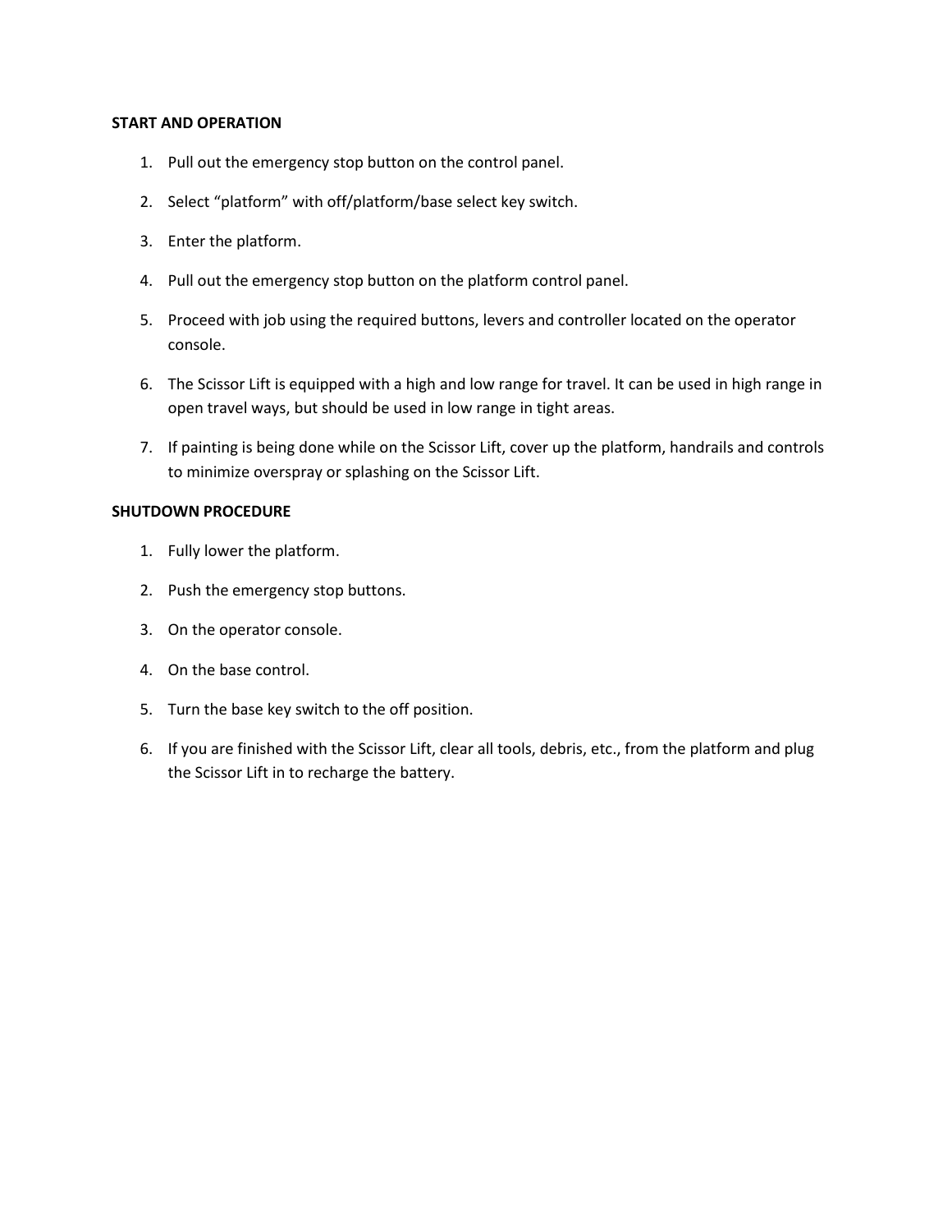**START AND OPERATION**

1. Pull out the emergency stop button on the control panel.
2. Select “platform” with off/platform/base select key switch.
3. Enter the platform.
4. Pull out the emergency stop button on the platform control panel.
5. Proceed with job using the required buttons, levers and controller located on the operator console.
6. The Scissor Lift is equipped with a high and low range for travel. It can be used in high range in open travel ways, but should be used in low range in tight areas.
7. If painting is being done while on the Scissor Lift, cover up the platform, handrails and controls to minimize overspray or splashing on the Scissor Lift.

**SHUTDOWN PROCEDURE**

1. Fully lower the platform.
2. Push the emergency stop buttons.
3. On the operator console.
4. On the base control.
5. Turn the base key switch to the off position.
6. If you are finished with the Scissor Lift, clear all tools, debris, etc., from the platform and plug the Scissor Lift in to recharge the battery.